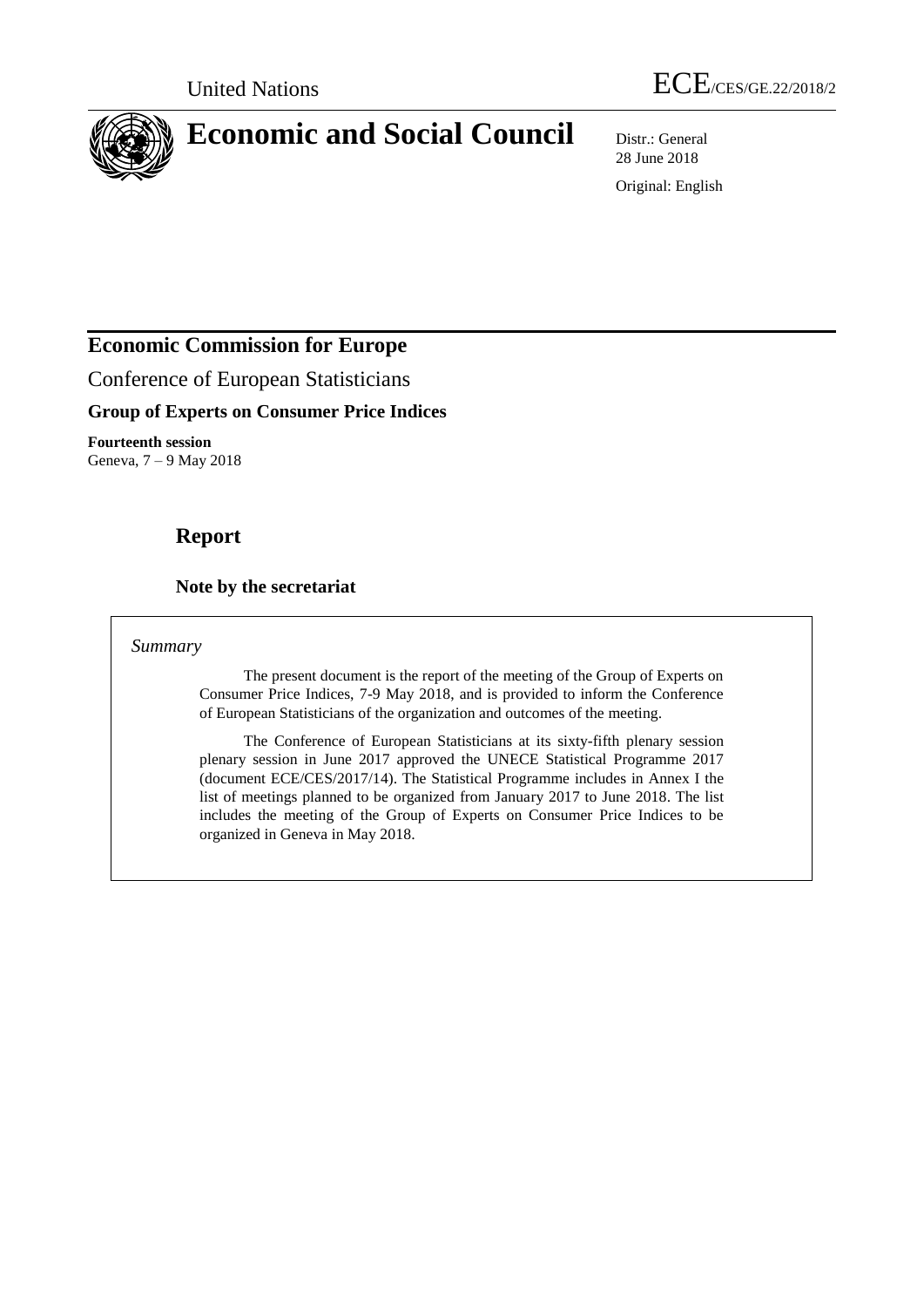United Nations

ECE/CES/GE.22/2018/2

# Economic and Social Council

Distr.: General
28 June 2018

Original: English

## Economic Commission for Europe

Conference of European Statisticians

### Group of Experts on Consumer Price Indices

**Fourteenth session**
Geneva, 7 – 9 May 2018

## Report

### Note by the secretariat

*Summary*

The present document is the report of the meeting of the Group of Experts on Consumer Price Indices, 7-9 May 2018, and is provided to inform the Conference of European Statisticians of the organization and outcomes of the meeting.

The Conference of European Statisticians at its sixty-fifth plenary session plenary session in June 2017 approved the UNECE Statistical Programme 2017 (document ECE/CES/2017/14). The Statistical Programme includes in Annex I the list of meetings planned to be organized from January 2017 to June 2018. The list includes the meeting of the Group of Experts on Consumer Price Indices to be organized in Geneva in May 2018.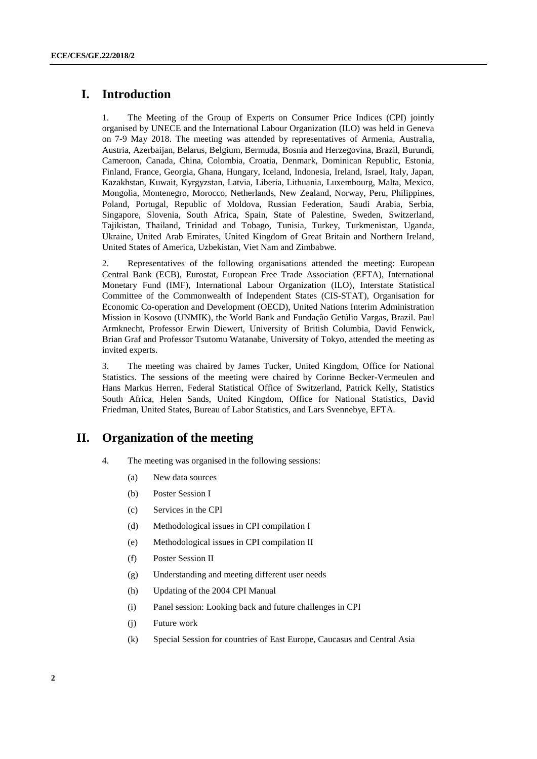# I. Introduction

1. The Meeting of the Group of Experts on Consumer Price Indices (CPI) jointly organised by UNECE and the International Labour Organization (ILO) was held in Geneva on 7-9 May 2018. The meeting was attended by representatives of Armenia, Australia, Austria, Azerbaijan, Belarus, Belgium, Bermuda, Bosnia and Herzegovina, Brazil, Burundi, Cameroon, Canada, China, Colombia, Croatia, Denmark, Dominican Republic, Estonia, Finland, France, Georgia, Ghana, Hungary, Iceland, Indonesia, Ireland, Israel, Italy, Japan, Kazakhstan, Kuwait, Kyrgyzstan, Latvia, Liberia, Lithuania, Luxembourg, Malta, Mexico, Mongolia, Montenegro, Morocco, Netherlands, New Zealand, Norway, Peru, Philippines, Poland, Portugal, Republic of Moldova, Russian Federation, Saudi Arabia, Serbia, Singapore, Slovenia, South Africa, Spain, State of Palestine, Sweden, Switzerland, Tajikistan, Thailand, Trinidad and Tobago, Tunisia, Turkey, Turkmenistan, Uganda, Ukraine, United Arab Emirates, United Kingdom of Great Britain and Northern Ireland, United States of America, Uzbekistan, Viet Nam and Zimbabwe.

2. Representatives of the following organisations attended the meeting: European Central Bank (ECB), Eurostat, European Free Trade Association (EFTA), International Monetary Fund (IMF), International Labour Organization (ILO), Interstate Statistical Committee of the Commonwealth of Independent States (CIS-STAT), Organisation for Economic Co-operation and Development (OECD), United Nations Interim Administration Mission in Kosovo (UNMIK), the World Bank and Fundação Getúlio Vargas, Brazil. Paul Armknecht, Professor Erwin Diewert, University of British Columbia, David Fenwick, Brian Graf and Professor Tsutomu Watanabe, University of Tokyo, attended the meeting as invited experts.

3. The meeting was chaired by James Tucker, United Kingdom, Office for National Statistics. The sessions of the meeting were chaired by Corinne Becker-Vermeulen and Hans Markus Herren, Federal Statistical Office of Switzerland, Patrick Kelly, Statistics South Africa, Helen Sands, United Kingdom, Office for National Statistics, David Friedman, United States, Bureau of Labor Statistics, and Lars Svennebye, EFTA.

# II. Organization of the meeting

4. The meeting was organised in the following sessions:

(a) New data sources

(b) Poster Session I

(c) Services in the CPI

(d) Methodological issues in CPI compilation I

(e) Methodological issues in CPI compilation II

(f) Poster Session II

(g) Understanding and meeting different user needs

(h) Updating of the 2004 CPI Manual

(i) Panel session: Looking back and future challenges in CPI

(j) Future work

(k) Special Session for countries of East Europe, Caucasus and Central Asia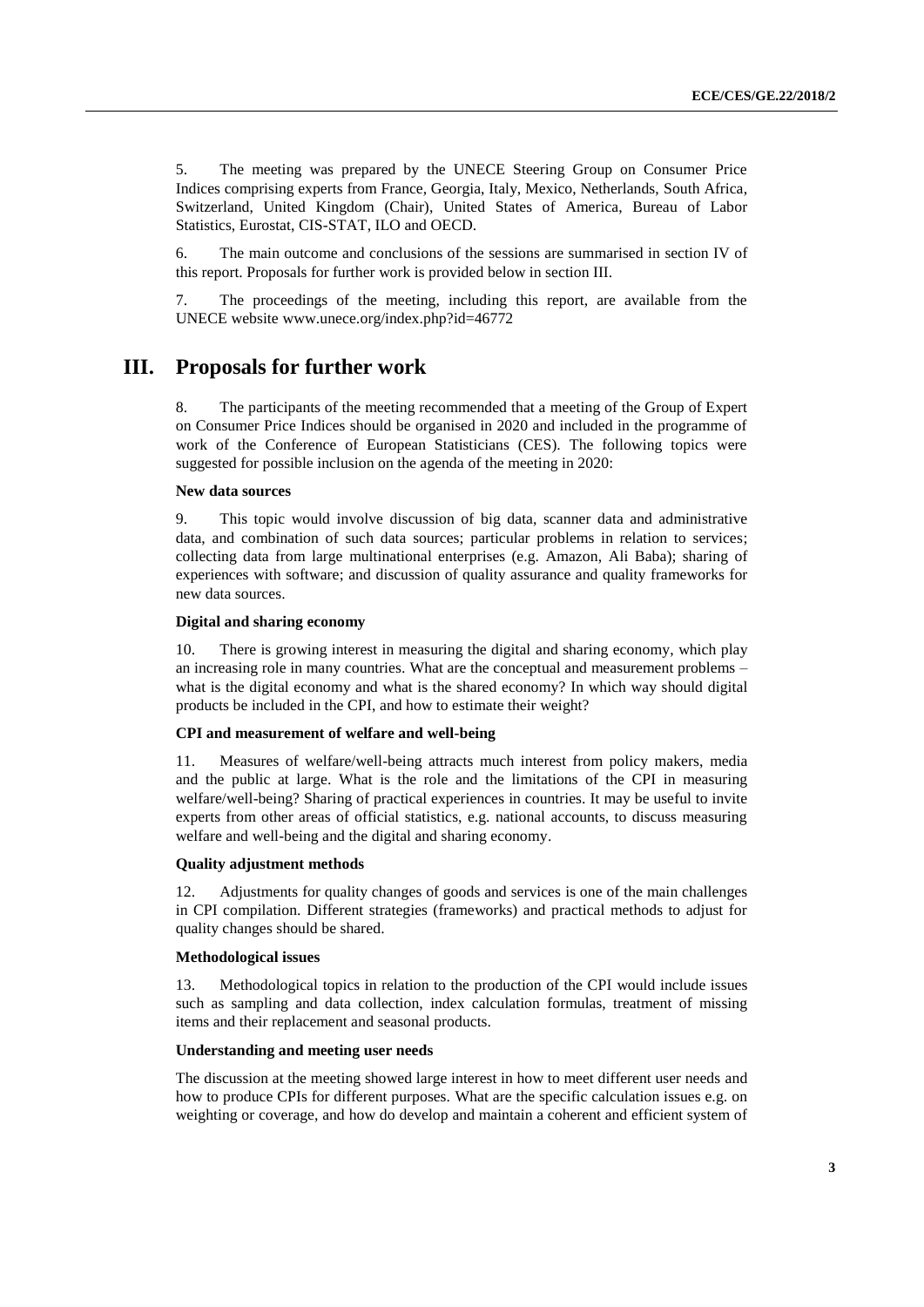5. The meeting was prepared by the UNECE Steering Group on Consumer Price Indices comprising experts from France, Georgia, Italy, Mexico, Netherlands, South Africa, Switzerland, United Kingdom (Chair), United States of America, Bureau of Labor Statistics, Eurostat, CIS-STAT, ILO and OECD.

6. The main outcome and conclusions of the sessions are summarised in section IV of this report. Proposals for further work is provided below in section III.

7. The proceedings of the meeting, including this report, are available from the UNECE website www.unece.org/index.php?id=46772

# III. Proposals for further work

8. The participants of the meeting recommended that a meeting of the Group of Expert on Consumer Price Indices should be organised in 2020 and included in the programme of work of the Conference of European Statisticians (CES). The following topics were suggested for possible inclusion on the agenda of the meeting in 2020:

**New data sources**

9. This topic would involve discussion of big data, scanner data and administrative data, and combination of such data sources; particular problems in relation to services; collecting data from large multinational enterprises (e.g. Amazon, Ali Baba); sharing of experiences with software; and discussion of quality assurance and quality frameworks for new data sources.

**Digital and sharing economy**

10. There is growing interest in measuring the digital and sharing economy, which play an increasing role in many countries. What are the conceptual and measurement problems – what is the digital economy and what is the shared economy? In which way should digital products be included in the CPI, and how to estimate their weight?

**CPI and measurement of welfare and well-being**

11. Measures of welfare/well-being attracts much interest from policy makers, media and the public at large. What is the role and the limitations of the CPI in measuring welfare/well-being? Sharing of practical experiences in countries. It may be useful to invite experts from other areas of official statistics, e.g. national accounts, to discuss measuring welfare and well-being and the digital and sharing economy.

**Quality adjustment methods**

12. Adjustments for quality changes of goods and services is one of the main challenges in CPI compilation. Different strategies (frameworks) and practical methods to adjust for quality changes should be shared.

**Methodological issues**

13. Methodological topics in relation to the production of the CPI would include issues such as sampling and data collection, index calculation formulas, treatment of missing items and their replacement and seasonal products.

**Understanding and meeting user needs**

The discussion at the meeting showed large interest in how to meet different user needs and how to produce CPIs for different purposes. What are the specific calculation issues e.g. on weighting or coverage, and how do develop and maintain a coherent and efficient system of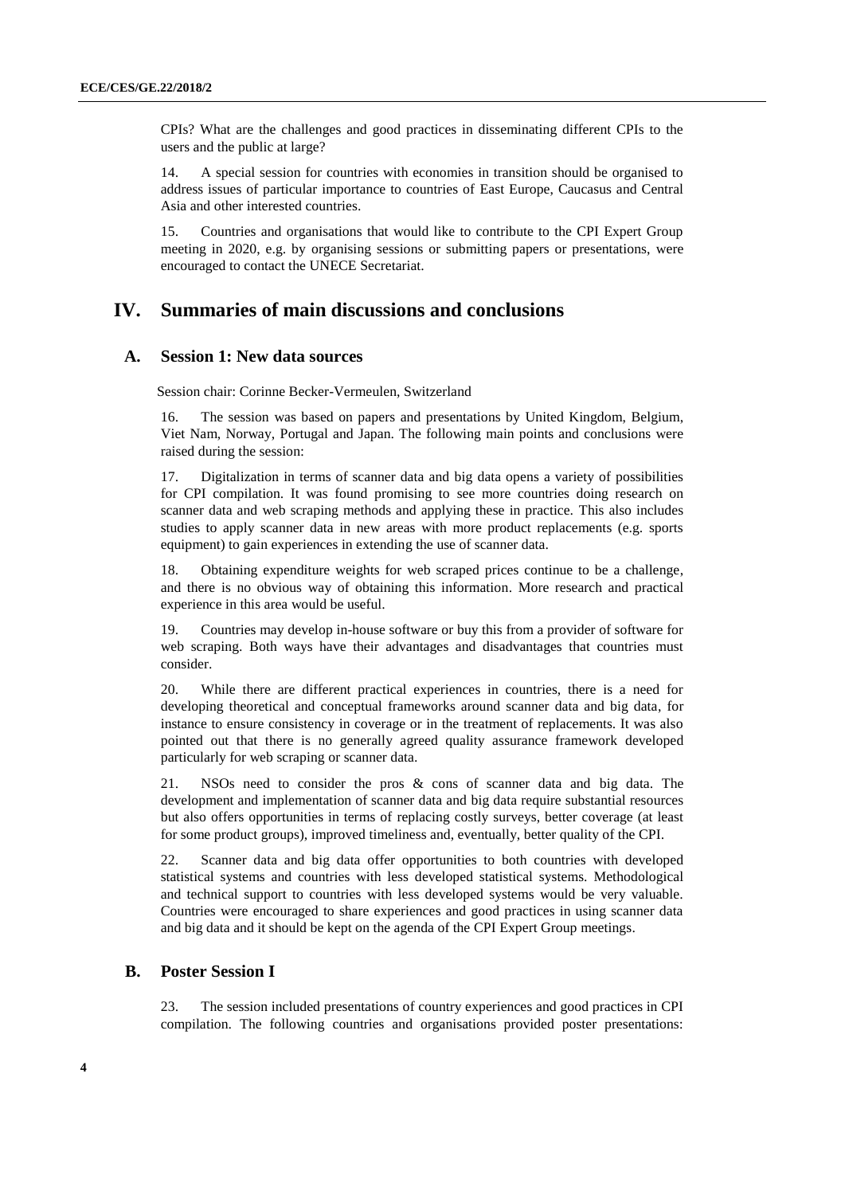CPIs? What are the challenges and good practices in disseminating different CPIs to the users and the public at large?

14. A special session for countries with economies in transition should be organised to address issues of particular importance to countries of East Europe, Caucasus and Central Asia and other interested countries.

15. Countries and organisations that would like to contribute to the CPI Expert Group meeting in 2020, e.g. by organising sessions or submitting papers or presentations, were encouraged to contact the UNECE Secretariat.

# IV. Summaries of main discussions and conclusions

## A. Session 1: New data sources

Session chair: Corinne Becker-Vermeulen, Switzerland

16. The session was based on papers and presentations by United Kingdom, Belgium, Viet Nam, Norway, Portugal and Japan. The following main points and conclusions were raised during the session:

17. Digitalization in terms of scanner data and big data opens a variety of possibilities for CPI compilation. It was found promising to see more countries doing research on scanner data and web scraping methods and applying these in practice. This also includes studies to apply scanner data in new areas with more product replacements (e.g. sports equipment) to gain experiences in extending the use of scanner data.

18. Obtaining expenditure weights for web scraped prices continue to be a challenge, and there is no obvious way of obtaining this information. More research and practical experience in this area would be useful.

19. Countries may develop in-house software or buy this from a provider of software for web scraping. Both ways have their advantages and disadvantages that countries must consider.

20. While there are different practical experiences in countries, there is a need for developing theoretical and conceptual frameworks around scanner data and big data, for instance to ensure consistency in coverage or in the treatment of replacements. It was also pointed out that there is no generally agreed quality assurance framework developed particularly for web scraping or scanner data.

21. NSOs need to consider the pros & cons of scanner data and big data. The development and implementation of scanner data and big data require substantial resources but also offers opportunities in terms of replacing costly surveys, better coverage (at least for some product groups), improved timeliness and, eventually, better quality of the CPI.

22. Scanner data and big data offer opportunities to both countries with developed statistical systems and countries with less developed statistical systems. Methodological and technical support to countries with less developed systems would be very valuable. Countries were encouraged to share experiences and good practices in using scanner data and big data and it should be kept on the agenda of the CPI Expert Group meetings.

## B. Poster Session I

23. The session included presentations of country experiences and good practices in CPI compilation. The following countries and organisations provided poster presentations: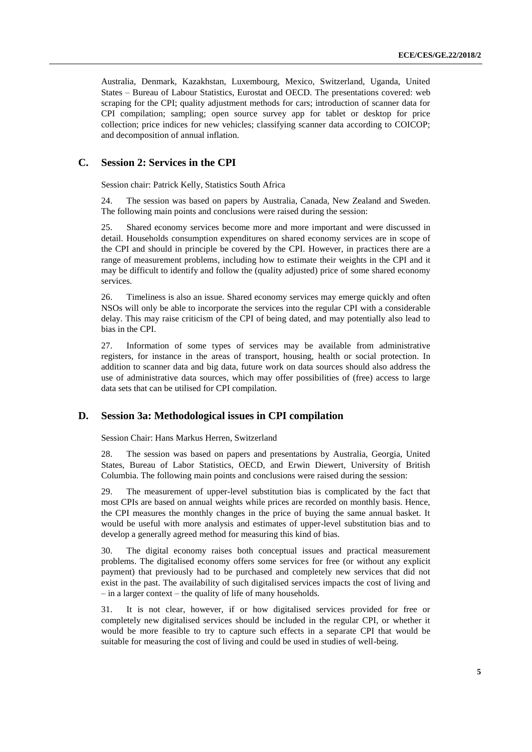Australia, Denmark, Kazakhstan, Luxembourg, Mexico, Switzerland, Uganda, United States – Bureau of Labour Statistics, Eurostat and OECD. The presentations covered: web scraping for the CPI; quality adjustment methods for cars; introduction of scanner data for CPI compilation; sampling; open source survey app for tablet or desktop for price collection; price indices for new vehicles; classifying scanner data according to COICOP; and decomposition of annual inflation.

## C. Session 2: Services in the CPI

Session chair: Patrick Kelly, Statistics South Africa

24. The session was based on papers by Australia, Canada, New Zealand and Sweden. The following main points and conclusions were raised during the session:

25. Shared economy services become more and more important and were discussed in detail. Households consumption expenditures on shared economy services are in scope of the CPI and should in principle be covered by the CPI. However, in practices there are a range of measurement problems, including how to estimate their weights in the CPI and it may be difficult to identify and follow the (quality adjusted) price of some shared economy services.

26. Timeliness is also an issue. Shared economy services may emerge quickly and often NSOs will only be able to incorporate the services into the regular CPI with a considerable delay. This may raise criticism of the CPI of being dated, and may potentially also lead to bias in the CPI.

27. Information of some types of services may be available from administrative registers, for instance in the areas of transport, housing, health or social protection. In addition to scanner data and big data, future work on data sources should also address the use of administrative data sources, which may offer possibilities of (free) access to large data sets that can be utilised for CPI compilation.

## D. Session 3a: Methodological issues in CPI compilation

Session Chair: Hans Markus Herren, Switzerland

28. The session was based on papers and presentations by Australia, Georgia, United States, Bureau of Labor Statistics, OECD, and Erwin Diewert, University of British Columbia. The following main points and conclusions were raised during the session:

29. The measurement of upper-level substitution bias is complicated by the fact that most CPIs are based on annual weights while prices are recorded on monthly basis. Hence, the CPI measures the monthly changes in the price of buying the same annual basket. It would be useful with more analysis and estimates of upper-level substitution bias and to develop a generally agreed method for measuring this kind of bias.

30. The digital economy raises both conceptual issues and practical measurement problems. The digitalised economy offers some services for free (or without any explicit payment) that previously had to be purchased and completely new services that did not exist in the past. The availability of such digitalised services impacts the cost of living and – in a larger context – the quality of life of many households.

31. It is not clear, however, if or how digitalised services provided for free or completely new digitalised services should be included in the regular CPI, or whether it would be more feasible to try to capture such effects in a separate CPI that would be suitable for measuring the cost of living and could be used in studies of well-being.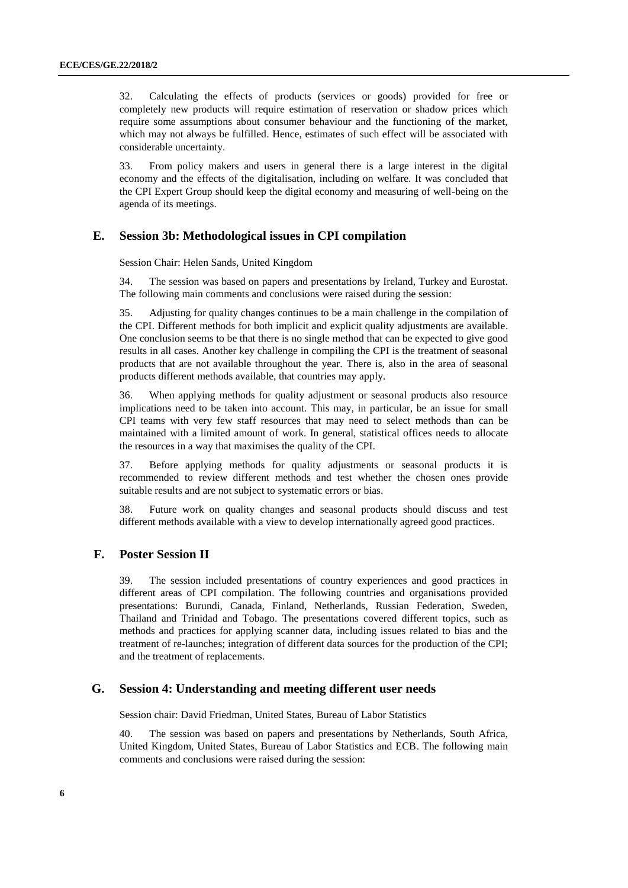32. Calculating the effects of products (services or goods) provided for free or completely new products will require estimation of reservation or shadow prices which require some assumptions about consumer behaviour and the functioning of the market, which may not always be fulfilled. Hence, estimates of such effect will be associated with considerable uncertainty.

33. From policy makers and users in general there is a large interest in the digital economy and the effects of the digitalisation, including on welfare. It was concluded that the CPI Expert Group should keep the digital economy and measuring of well-being on the agenda of its meetings.

## E. Session 3b: Methodological issues in CPI compilation

Session Chair: Helen Sands, United Kingdom

34. The session was based on papers and presentations by Ireland, Turkey and Eurostat. The following main comments and conclusions were raised during the session:

35. Adjusting for quality changes continues to be a main challenge in the compilation of the CPI. Different methods for both implicit and explicit quality adjustments are available. One conclusion seems to be that there is no single method that can be expected to give good results in all cases. Another key challenge in compiling the CPI is the treatment of seasonal products that are not available throughout the year. There is, also in the area of seasonal products different methods available, that countries may apply.

36. When applying methods for quality adjustment or seasonal products also resource implications need to be taken into account. This may, in particular, be an issue for small CPI teams with very few staff resources that may need to select methods than can be maintained with a limited amount of work. In general, statistical offices needs to allocate the resources in a way that maximises the quality of the CPI.

37. Before applying methods for quality adjustments or seasonal products it is recommended to review different methods and test whether the chosen ones provide suitable results and are not subject to systematic errors or bias.

38. Future work on quality changes and seasonal products should discuss and test different methods available with a view to develop internationally agreed good practices.

## F. Poster Session II

39. The session included presentations of country experiences and good practices in different areas of CPI compilation. The following countries and organisations provided presentations: Burundi, Canada, Finland, Netherlands, Russian Federation, Sweden, Thailand and Trinidad and Tobago. The presentations covered different topics, such as methods and practices for applying scanner data, including issues related to bias and the treatment of re-launches; integration of different data sources for the production of the CPI; and the treatment of replacements.

## G. Session 4: Understanding and meeting different user needs

Session chair: David Friedman, United States, Bureau of Labor Statistics

40. The session was based on papers and presentations by Netherlands, South Africa, United Kingdom, United States, Bureau of Labor Statistics and ECB. The following main comments and conclusions were raised during the session: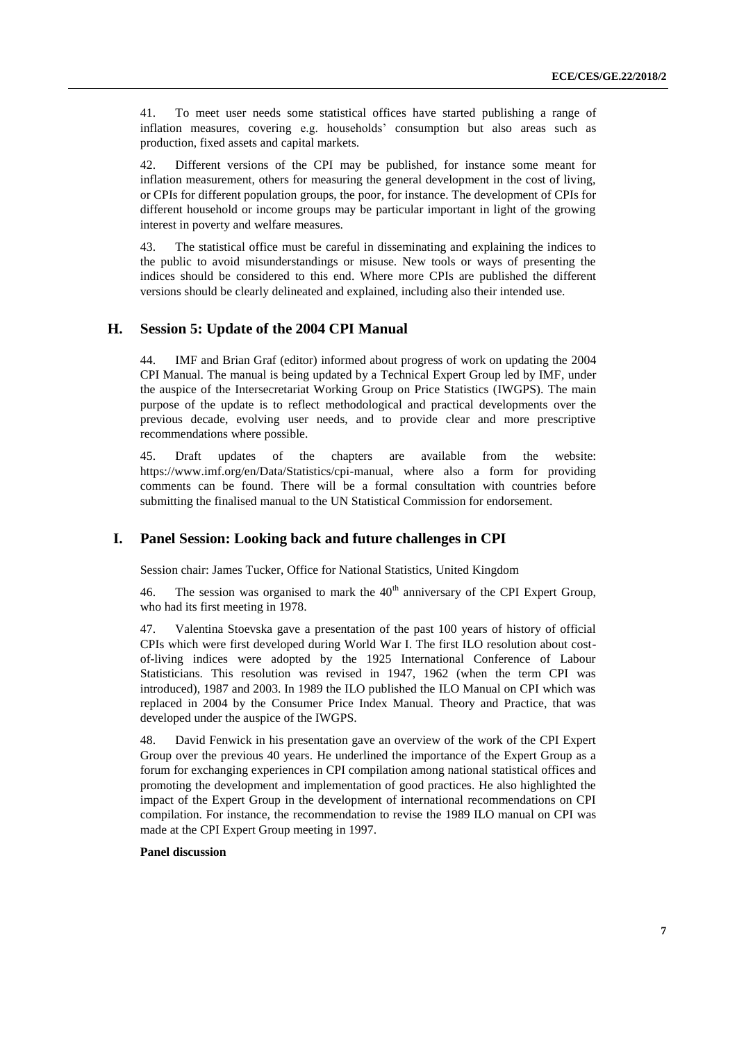41. To meet user needs some statistical offices have started publishing a range of inflation measures, covering e.g. households' consumption but also areas such as production, fixed assets and capital markets.

42. Different versions of the CPI may be published, for instance some meant for inflation measurement, others for measuring the general development in the cost of living, or CPIs for different population groups, the poor, for instance. The development of CPIs for different household or income groups may be particular important in light of the growing interest in poverty and welfare measures.

43. The statistical office must be careful in disseminating and explaining the indices to the public to avoid misunderstandings or misuse. New tools or ways of presenting the indices should be considered to this end. Where more CPIs are published the different versions should be clearly delineated and explained, including also their intended use.

## H. Session 5: Update of the 2004 CPI Manual

44. IMF and Brian Graf (editor) informed about progress of work on updating the 2004 CPI Manual. The manual is being updated by a Technical Expert Group led by IMF, under the auspice of the Intersecretariat Working Group on Price Statistics (IWGPS). The main purpose of the update is to reflect methodological and practical developments over the previous decade, evolving user needs, and to provide clear and more prescriptive recommendations where possible.

45. Draft updates of the chapters are available from the website: https://www.imf.org/en/Data/Statistics/cpi-manual, where also a form for providing comments can be found. There will be a formal consultation with countries before submitting the finalised manual to the UN Statistical Commission for endorsement.

## I. Panel Session: Looking back and future challenges in CPI

Session chair: James Tucker, Office for National Statistics, United Kingdom

46. The session was organised to mark the 40th anniversary of the CPI Expert Group, who had its first meeting in 1978.

47. Valentina Stoevska gave a presentation of the past 100 years of history of official CPIs which were first developed during World War I. The first ILO resolution about cost-of-living indices were adopted by the 1925 International Conference of Labour Statisticians. This resolution was revised in 1947, 1962 (when the term CPI was introduced), 1987 and 2003. In 1989 the ILO published the ILO Manual on CPI which was replaced in 2004 by the Consumer Price Index Manual. Theory and Practice, that was developed under the auspice of the IWGPS.

48. David Fenwick in his presentation gave an overview of the work of the CPI Expert Group over the previous 40 years. He underlined the importance of the Expert Group as a forum for exchanging experiences in CPI compilation among national statistical offices and promoting the development and implementation of good practices. He also highlighted the impact of the Expert Group in the development of international recommendations on CPI compilation. For instance, the recommendation to revise the 1989 ILO manual on CPI was made at the CPI Expert Group meeting in 1997.

**Panel discussion**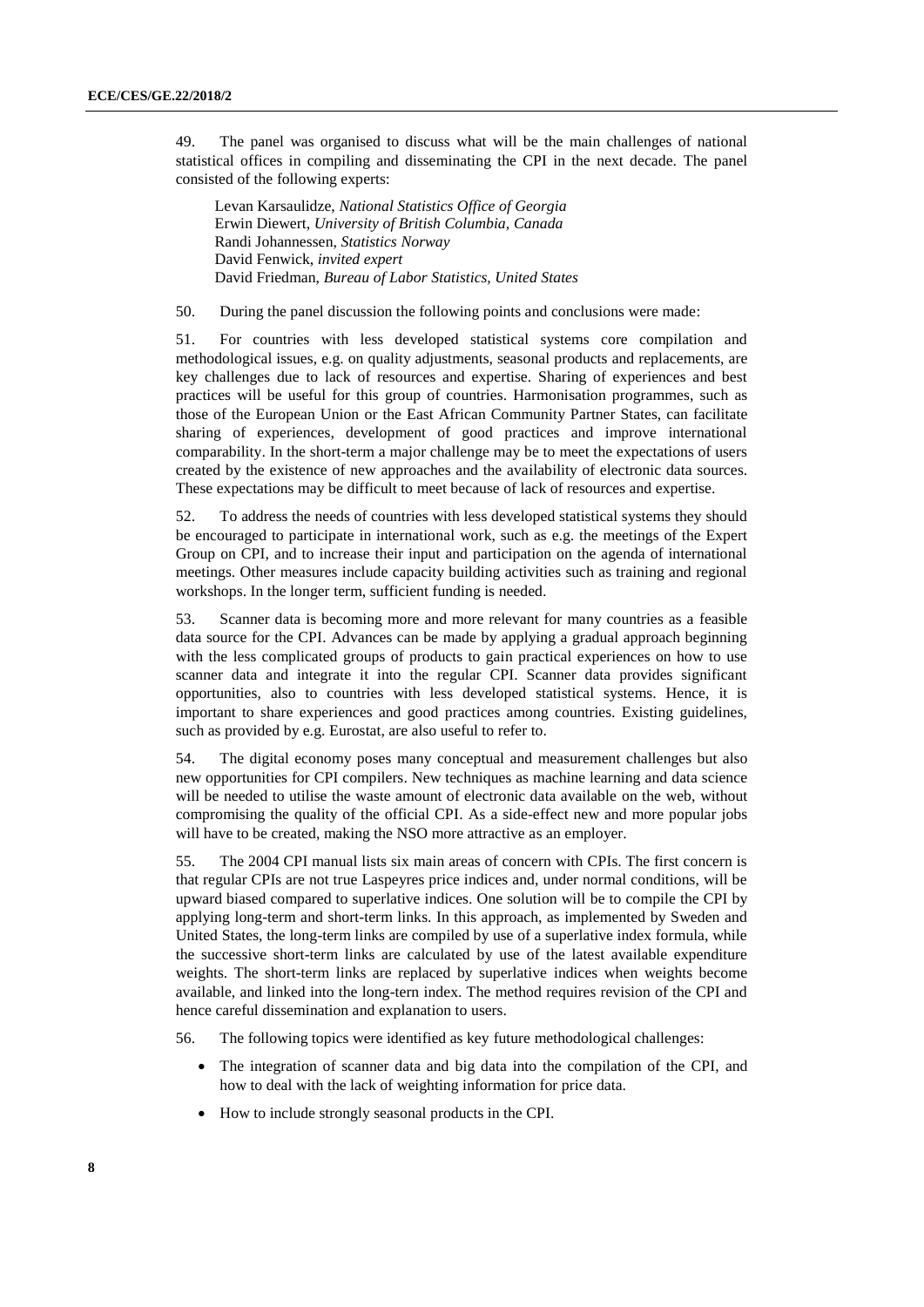49. The panel was organised to discuss what will be the main challenges of national statistical offices in compiling and disseminating the CPI in the next decade. The panel consisted of the following experts:

Levan Karsaulidze, *National Statistics Office of Georgia*
Erwin Diewert, *University of British Columbia, Canada*
Randi Johannessen, *Statistics Norway*
David Fenwick, *invited expert*
David Friedman, *Bureau of Labor Statistics, United States*

50. During the panel discussion the following points and conclusions were made:

51. For countries with less developed statistical systems core compilation and methodological issues, e.g. on quality adjustments, seasonal products and replacements, are key challenges due to lack of resources and expertise. Sharing of experiences and best practices will be useful for this group of countries. Harmonisation programmes, such as those of the European Union or the East African Community Partner States, can facilitate sharing of experiences, development of good practices and improve international comparability. In the short-term a major challenge may be to meet the expectations of users created by the existence of new approaches and the availability of electronic data sources. These expectations may be difficult to meet because of lack of resources and expertise.

52. To address the needs of countries with less developed statistical systems they should be encouraged to participate in international work, such as e.g. the meetings of the Expert Group on CPI, and to increase their input and participation on the agenda of international meetings. Other measures include capacity building activities such as training and regional workshops. In the longer term, sufficient funding is needed.

53. Scanner data is becoming more and more relevant for many countries as a feasible data source for the CPI. Advances can be made by applying a gradual approach beginning with the less complicated groups of products to gain practical experiences on how to use scanner data and integrate it into the regular CPI. Scanner data provides significant opportunities, also to countries with less developed statistical systems. Hence, it is important to share experiences and good practices among countries. Existing guidelines, such as provided by e.g. Eurostat, are also useful to refer to.

54. The digital economy poses many conceptual and measurement challenges but also new opportunities for CPI compilers. New techniques as machine learning and data science will be needed to utilise the waste amount of electronic data available on the web, without compromising the quality of the official CPI. As a side-effect new and more popular jobs will have to be created, making the NSO more attractive as an employer.

55. The 2004 CPI manual lists six main areas of concern with CPIs. The first concern is that regular CPIs are not true Laspeyres price indices and, under normal conditions, will be upward biased compared to superlative indices. One solution will be to compile the CPI by applying long-term and short-term links. In this approach, as implemented by Sweden and United States, the long-term links are compiled by use of a superlative index formula, while the successive short-term links are calculated by use of the latest available expenditure weights. The short-term links are replaced by superlative indices when weights become available, and linked into the long-tern index. The method requires revision of the CPI and hence careful dissemination and explanation to users.

56. The following topics were identified as key future methodological challenges:

- The integration of scanner data and big data into the compilation of the CPI, and how to deal with the lack of weighting information for price data.
- How to include strongly seasonal products in the CPI.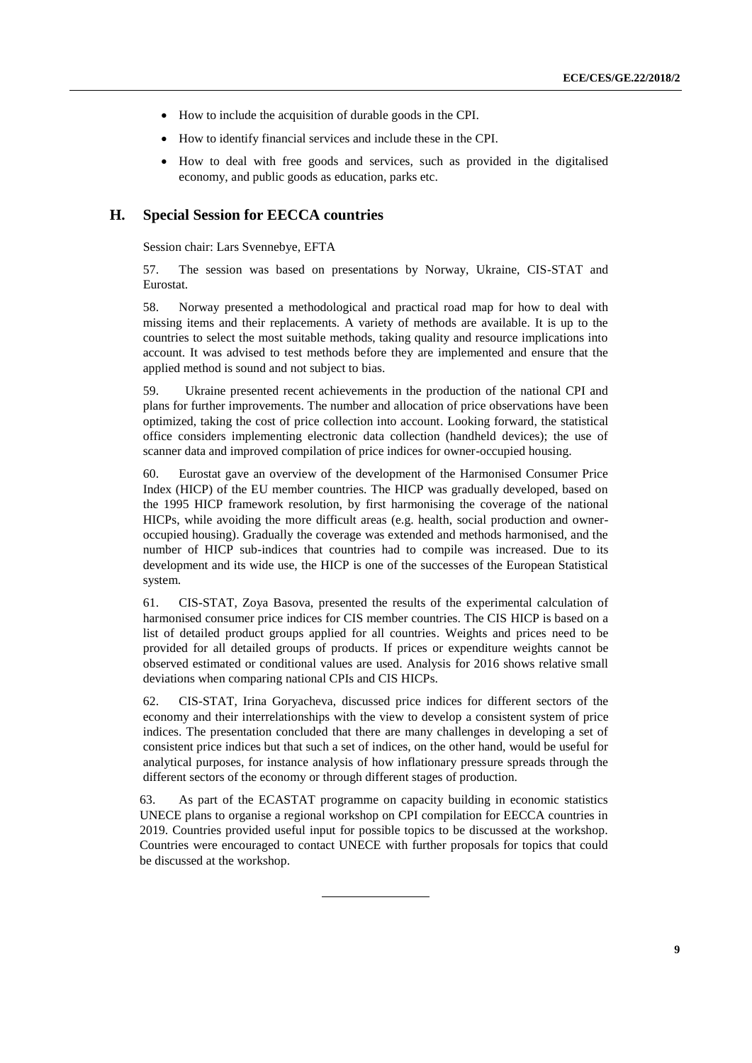- How to include the acquisition of durable goods in the CPI.
- How to identify financial services and include these in the CPI.
- How to deal with free goods and services, such as provided in the digitalised economy, and public goods as education, parks etc.

## H. Special Session for EECCA countries

Session chair: Lars Svennebye, EFTA

57. The session was based on presentations by Norway, Ukraine, CIS-STAT and Eurostat.

58. Norway presented a methodological and practical road map for how to deal with missing items and their replacements. A variety of methods are available. It is up to the countries to select the most suitable methods, taking quality and resource implications into account. It was advised to test methods before they are implemented and ensure that the applied method is sound and not subject to bias.

59. Ukraine presented recent achievements in the production of the national CPI and plans for further improvements. The number and allocation of price observations have been optimized, taking the cost of price collection into account. Looking forward, the statistical office considers implementing electronic data collection (handheld devices); the use of scanner data and improved compilation of price indices for owner-occupied housing.

60. Eurostat gave an overview of the development of the Harmonised Consumer Price Index (HICP) of the EU member countries. The HICP was gradually developed, based on the 1995 HICP framework resolution, by first harmonising the coverage of the national HICPs, while avoiding the more difficult areas (e.g. health, social production and owner-occupied housing). Gradually the coverage was extended and methods harmonised, and the number of HICP sub-indices that countries had to compile was increased. Due to its development and its wide use, the HICP is one of the successes of the European Statistical system.

61. CIS-STAT, Zoya Basova, presented the results of the experimental calculation of harmonised consumer price indices for CIS member countries. The CIS HICP is based on a list of detailed product groups applied for all countries. Weights and prices need to be provided for all detailed groups of products. If prices or expenditure weights cannot be observed estimated or conditional values are used. Analysis for 2016 shows relative small deviations when comparing national CPIs and CIS HICPs.

62. CIS-STAT, Irina Goryacheva, discussed price indices for different sectors of the economy and their interrelationships with the view to develop a consistent system of price indices. The presentation concluded that there are many challenges in developing a set of consistent price indices but that such a set of indices, on the other hand, would be useful for analytical purposes, for instance analysis of how inflationary pressure spreads through the different sectors of the economy or through different stages of production.

63. As part of the ECASTAT programme on capacity building in economic statistics UNECE plans to organise a regional workshop on CPI compilation for EECCA countries in 2019. Countries provided useful input for possible topics to be discussed at the workshop. Countries were encouraged to contact UNECE with further proposals for topics that could be discussed at the workshop.